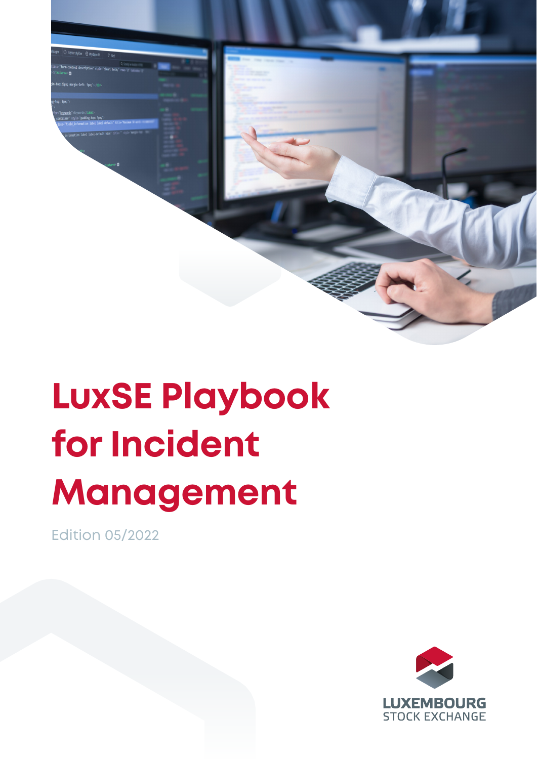# LuxSE Playbook for Incident Management

Edition 05/2022

LUXEMBOURG STOCK EXCHANGE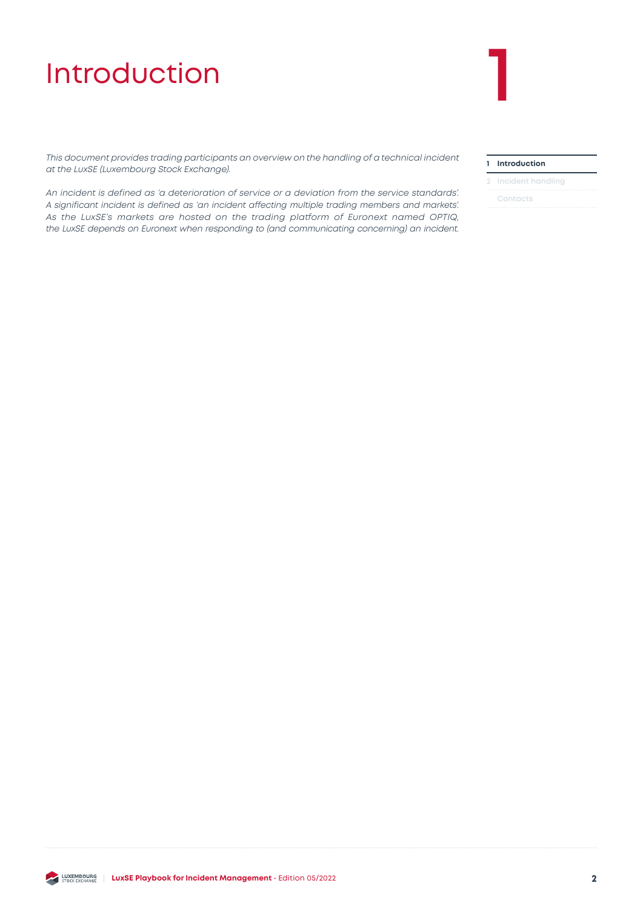# 1 Introduction

*This document provides trading participants an overview on the handling of a technical incident at the LuxSE (Luxembourg Stock Exchange).*

*An incident is defined as 'a deterioration of service or a deviation from the service standards'. A significant incident is defined as 'an incident affecting multiple trading members and markets'. As the LuxSE's markets are hosted on the trading platform of Euronext named OPTIQ, the LuxSE depends on Euronext when responding to (and communicating concerning) an incident.*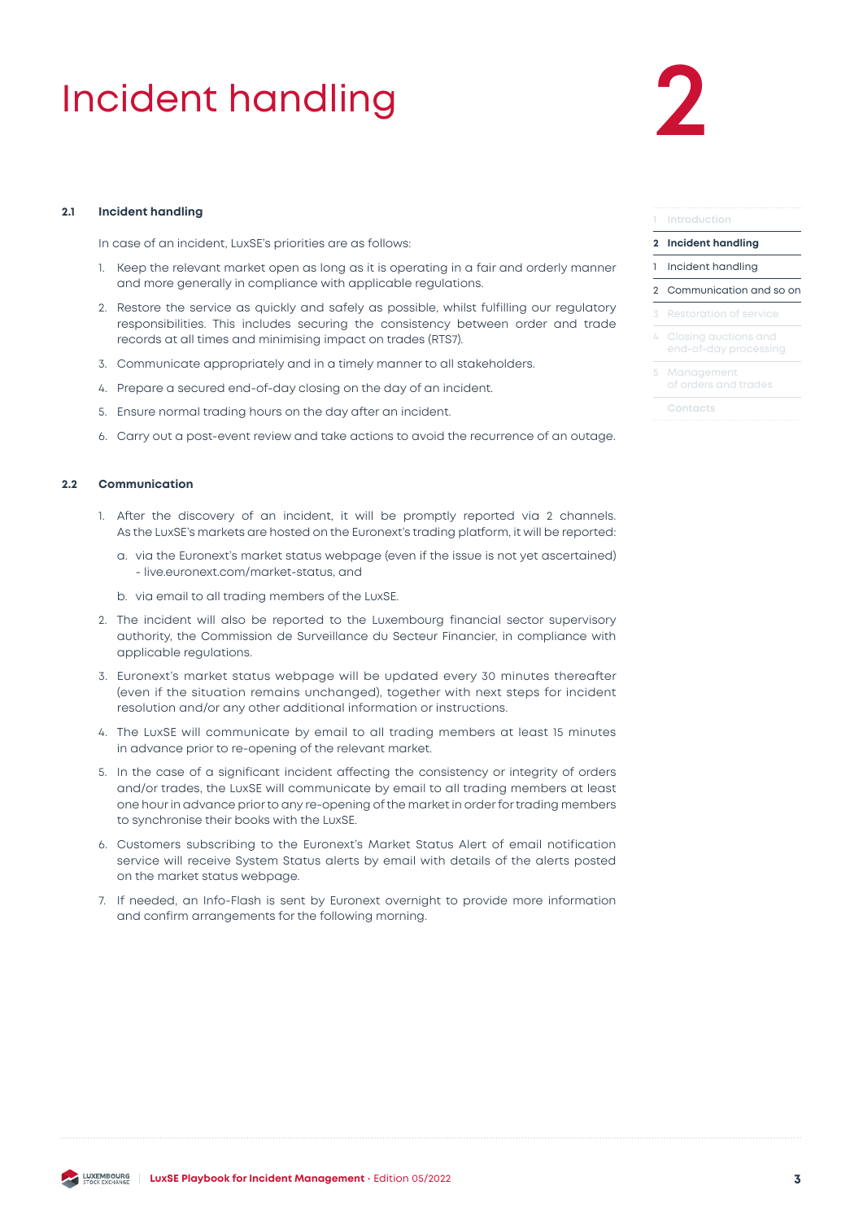# Incident handling

## 2.1 Incident handling

In case of an incident, LuxSE's priorities are as follows:

1. Keep the relevant market open as long as it is operating in a fair and orderly manner and more generally in compliance with applicable regulations.
2. Restore the service as quickly and safely as possible, whilst fulfilling our regulatory responsibilities. This includes securing the consistency between order and trade records at all times and minimising impact on trades (RTS7).
3. Communicate appropriately and in a timely manner to all stakeholders.
4. Prepare a secured end-of-day closing on the day of an incident.
5. Ensure normal trading hours on the day after an incident.
6. Carry out a post-event review and take actions to avoid the recurrence of an outage.

## 2.2 Communication

1. After the discovery of an incident, it will be promptly reported via 2 channels. As the LuxSE's markets are hosted on the Euronext's trading platform, it will be reported:
   a. via the Euronext's market status webpage (even if the issue is not yet ascertained) - live.euronext.com/market-status, and
   b. via email to all trading members of the LuxSE.
2. The incident will also be reported to the Luxembourg financial sector supervisory authority, the Commission de Surveillance du Secteur Financier, in compliance with applicable regulations.
3. Euronext's market status webpage will be updated every 30 minutes thereafter (even if the situation remains unchanged), together with next steps for incident resolution and/or any other additional information or instructions.
4. The LuxSE will communicate by email to all trading members at least 15 minutes in advance prior to re-opening of the relevant market.
5. In the case of a significant incident affecting the consistency or integrity of orders and/or trades, the LuxSE will communicate by email to all trading members at least one hour in advance prior to any re-opening of the market in order for trading members to synchronise their books with the LuxSE.
6. Customers subscribing to the Euronext's Market Status Alert of email notification service will receive System Status alerts by email with details of the alerts posted on the market status webpage.
7. If needed, an Info-Flash is sent by Euronext overnight to provide more information and confirm arrangements for the following morning.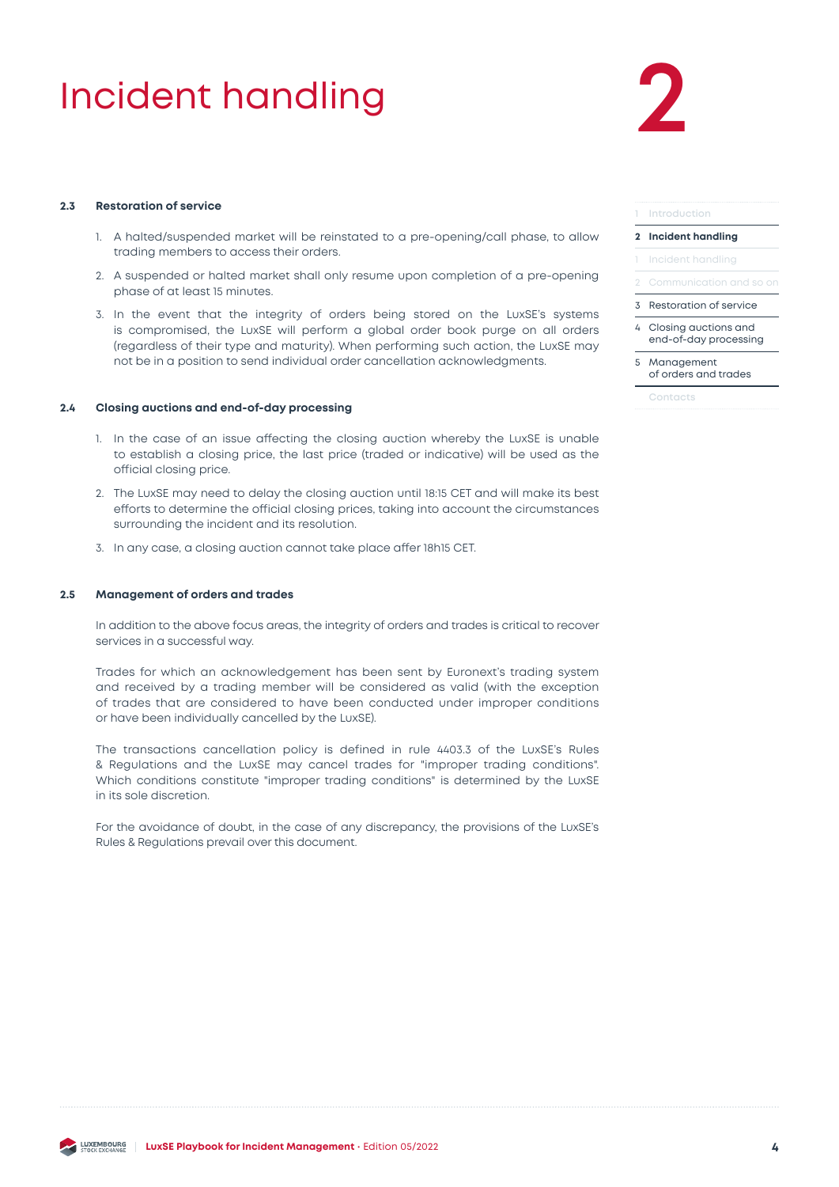# Incident handling

### 2.3 Restoration of service

1. A halted/suspended market will be reinstated to a pre-opening/call phase, to allow trading members to access their orders.
2. A suspended or halted market shall only resume upon completion of a pre-opening phase of at least 15 minutes.
3. In the event that the integrity of orders being stored on the LuxSE's systems is compromised, the LuxSE will perform a global order book purge on all orders (regardless of their type and maturity). When performing such action, the LuxSE may not be in a position to send individual order cancellation acknowledgments.

### 2.4 Closing auctions and end-of-day processing

1. In the case of an issue affecting the closing auction whereby the LuxSE is unable to establish a closing price, the last price (traded or indicative) will be used as the official closing price.
2. The LuxSE may need to delay the closing auction until 18:15 CET and will make its best efforts to determine the official closing prices, taking into account the circumstances surrounding the incident and its resolution.
3. In any case, a closing auction cannot take place affer 18h15 CET.

### 2.5 Management of orders and trades

In addition to the above focus areas, the integrity of orders and trades is critical to recover services in a successful way.

Trades for which an acknowledgement has been sent by Euronext's trading system and received by a trading member will be considered as valid (with the exception of trades that are considered to have been conducted under improper conditions or have been individually cancelled by the LuxSE).

The transactions cancellation policy is defined in rule 4403.3 of the LuxSE's Rules & Regulations and the LuxSE may cancel trades for "improper trading conditions". Which conditions constitute "improper trading conditions" is determined by the LuxSE in its sole discretion.

For the avoidance of doubt, in the case of any discrepancy, the provisions of the LuxSE's Rules & Regulations prevail over this document.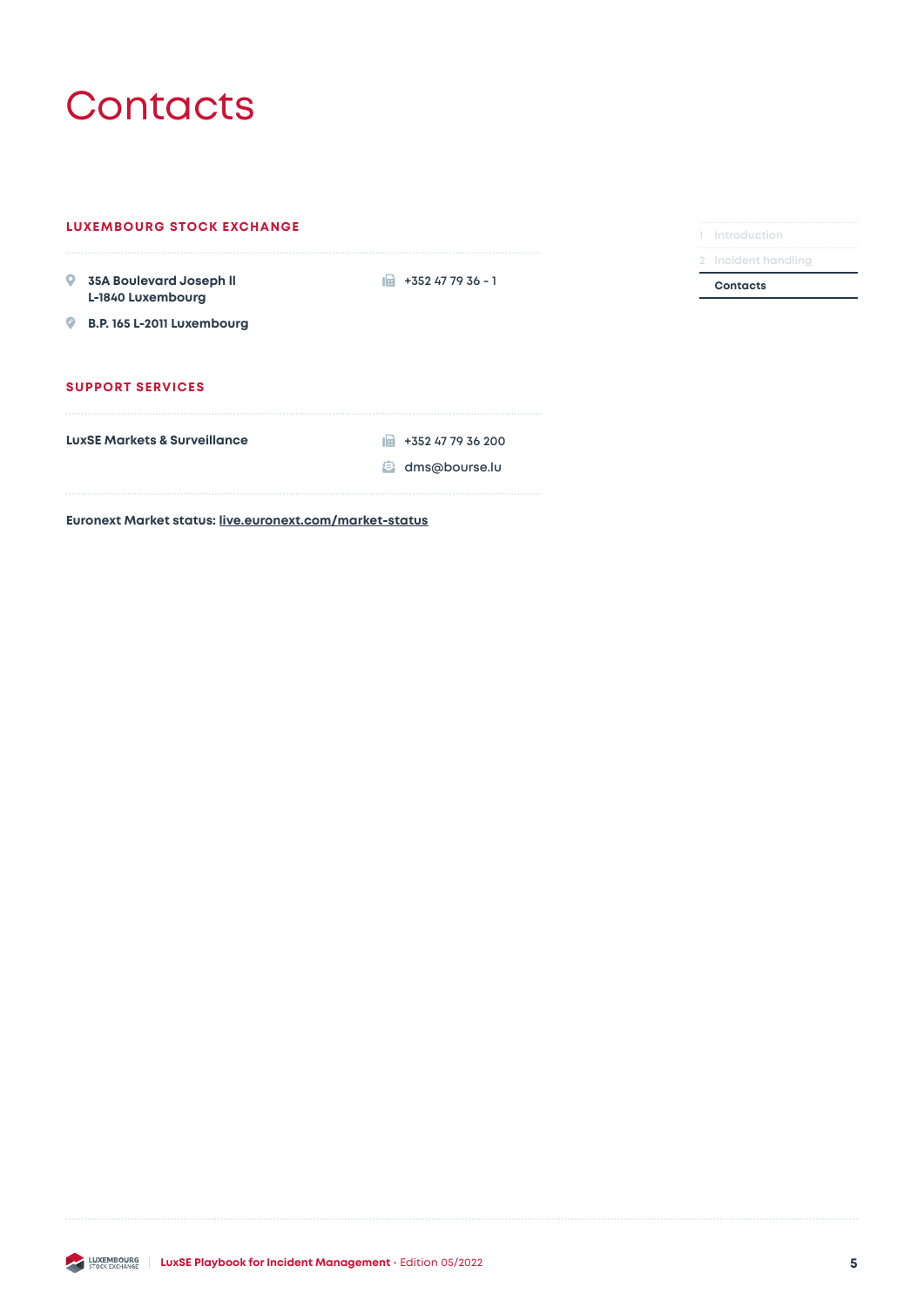# Contacts

## LUXEMBOURG STOCK EXCHANGE

35A Boulevard Joseph II
L-1840 Luxembourg

B.P. 165 L-2011 Luxembourg

+352 47 79 36 - 1

## SUPPORT SERVICES

**LuxSE Markets & Surveillance**

+352 47 79 36 200

dms@bourse.lu

**Euronext Market status:** live.euronext.com/market-status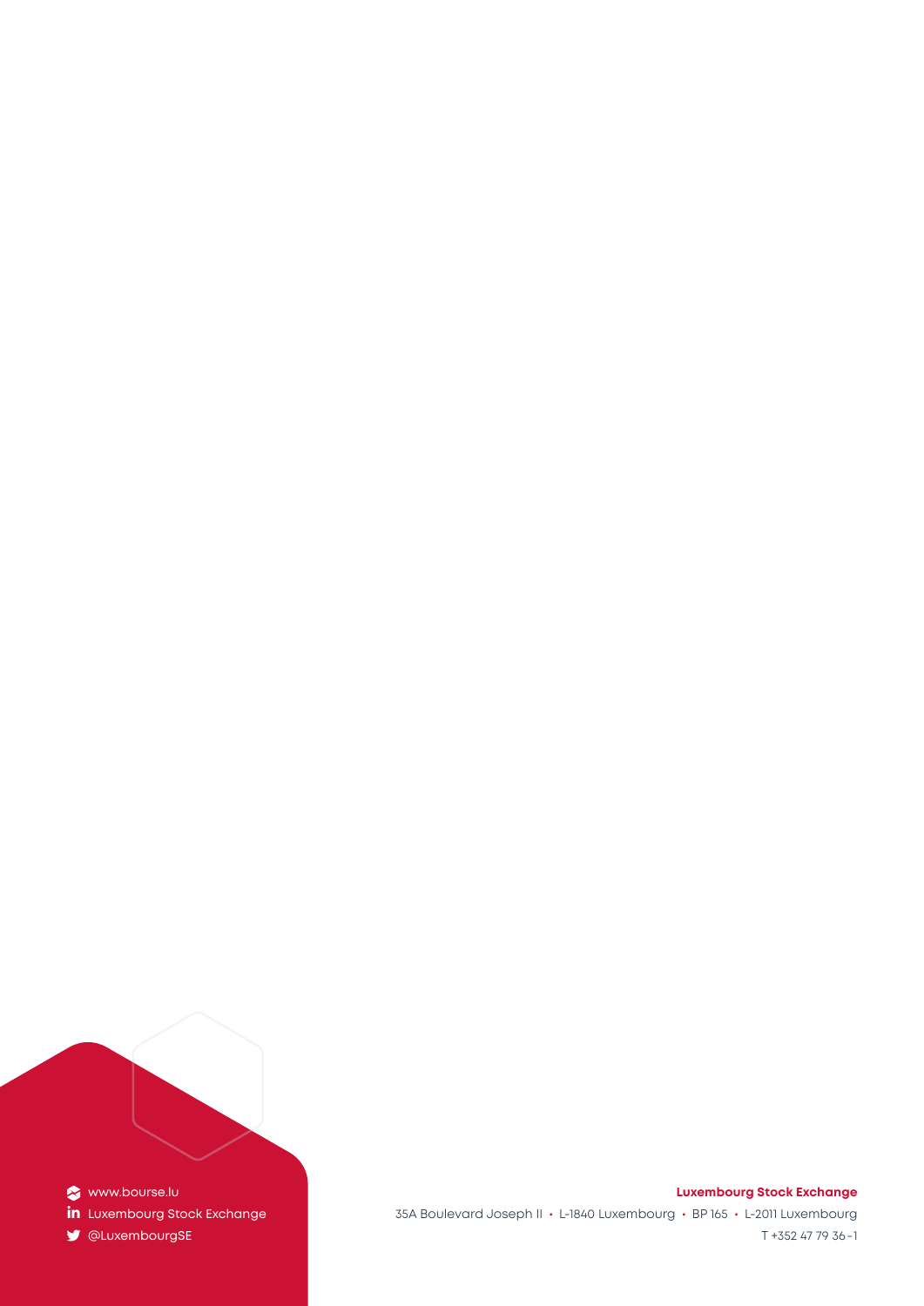www.bourse.lu

Luxembourg Stock Exchange

@LuxembourgSE

**Luxembourg Stock Exchange**

35A Boulevard Joseph II • L-1840 Luxembourg • BP 165 • L-2011 Luxembourg

T +352 47 79 36 - 1